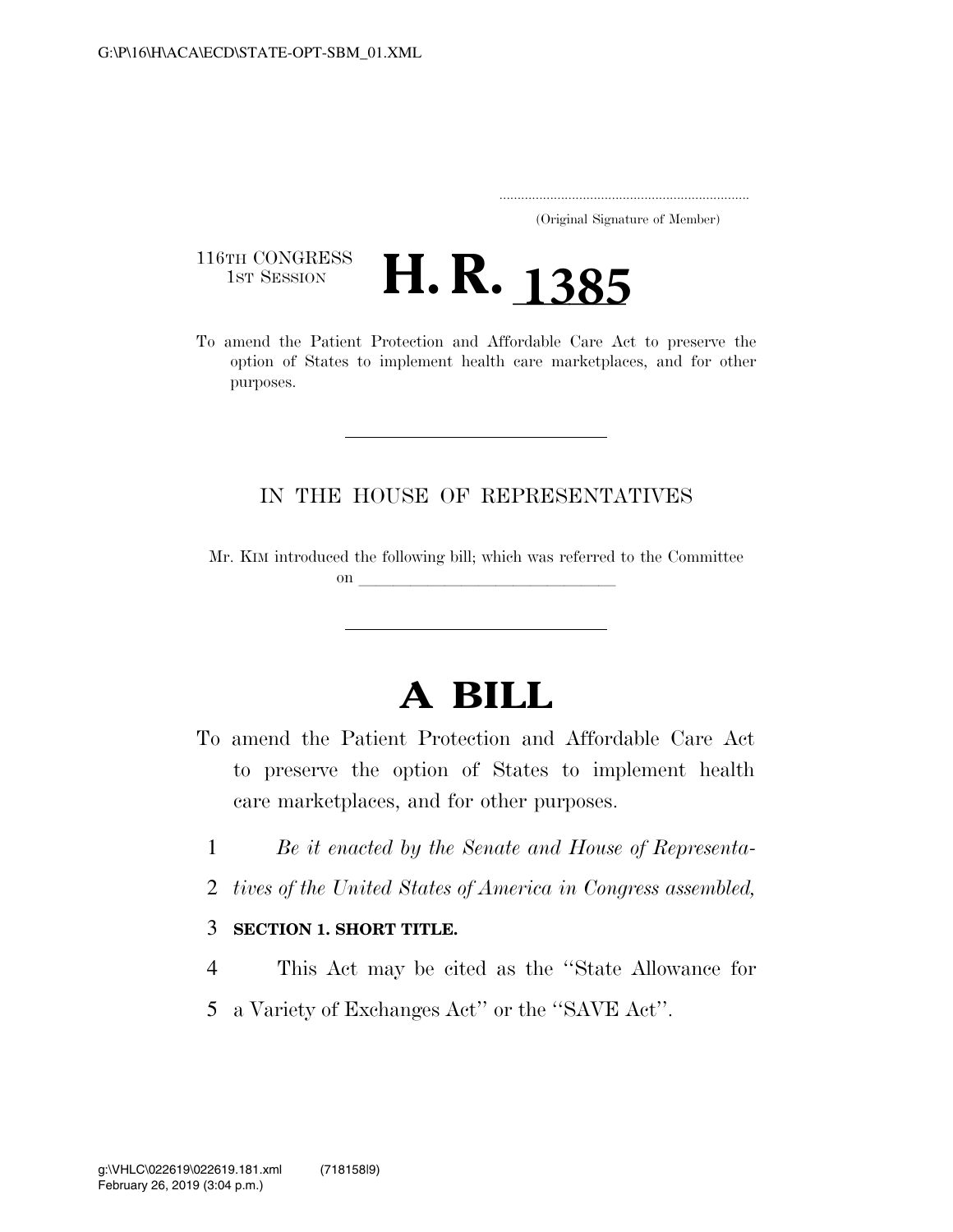(Original Signature of Member)

116TH CONGRESS
1ST SESSION

# H. R. 1385

To amend the Patient Protection and Affordable Care Act to preserve the option of States to implement health care marketplaces, and for other purposes.

---

IN THE HOUSE OF REPRESENTATIVES

Mr. KIM introduced the following bill; which was referred to the Committee on \_\_\_\_\_\_\_\_\_\_\_\_\_\_\_\_\_\_\_\_\_\_\_\_\_\_\_\_\_\_\_\_

---

# A BILL

To amend the Patient Protection and Affordable Care Act to preserve the option of States to implement health care marketplaces, and for other purposes.

1 *Be it enacted by the Senate and House of Representa-*
2 *tives of the United States of America in Congress assembled,*

3 **SECTION 1. SHORT TITLE.**

4 This Act may be cited as the ''State Allowance for
5 a Variety of Exchanges Act'' or the ''SAVE Act''.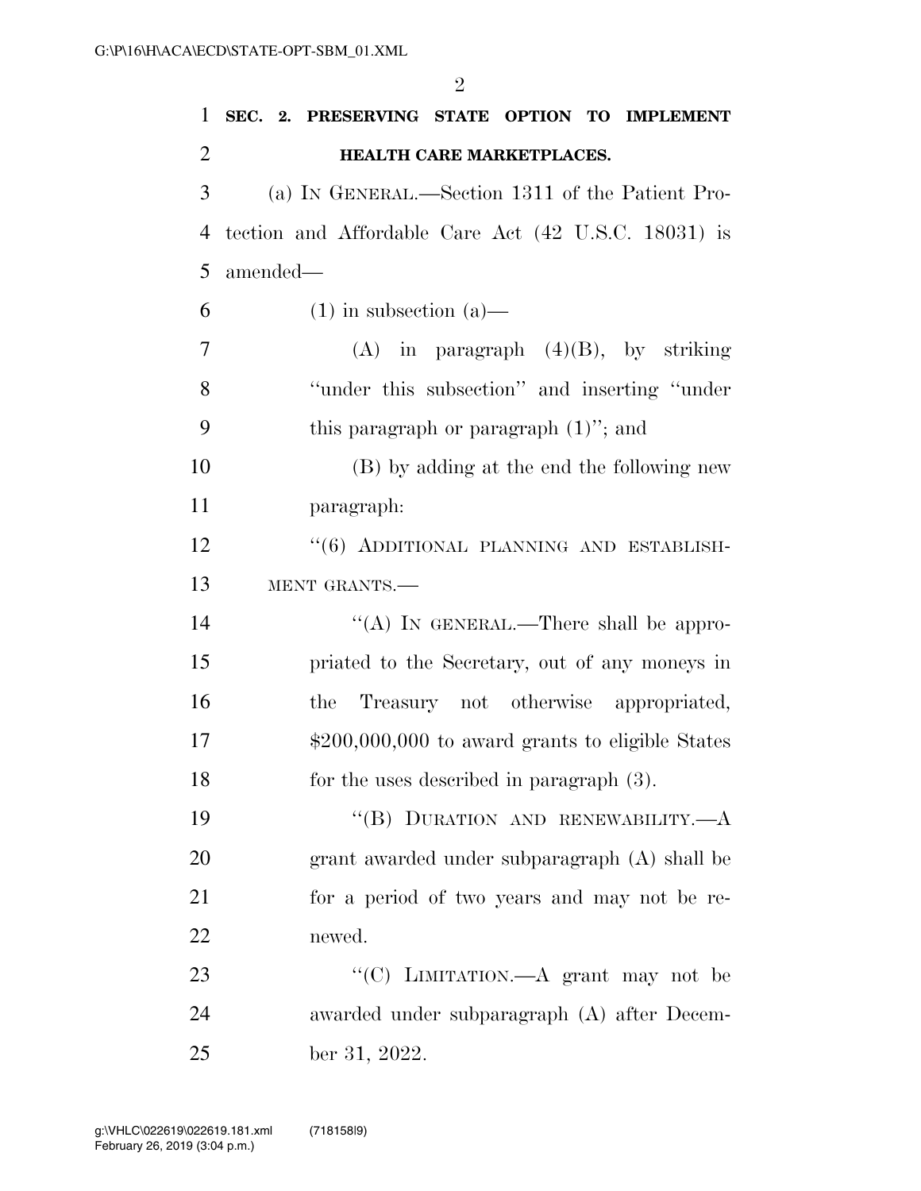## SEC. 2. PRESERVING STATE OPTION TO IMPLEMENT HEALTH CARE MARKETPLACES.

(a) IN GENERAL.—Section 1311 of the Patient Protection and Affordable Care Act (42 U.S.C. 18031) is amended—

(1) in subsection (a)—

(A) in paragraph (4)(B), by striking "under this subsection" and inserting "under this paragraph or paragraph (1)"; and

(B) by adding at the end the following new paragraph:

"(6) ADDITIONAL PLANNING AND ESTABLISHMENT GRANTS.—

"(A) IN GENERAL.—There shall be appropriated to the Secretary, out of any moneys in the Treasury not otherwise appropriated, $200,000,000 to award grants to eligible States for the uses described in paragraph (3).

"(B) DURATION AND RENEWABILITY.—A grant awarded under subparagraph (A) shall be for a period of two years and may not be renewed.

"(C) LIMITATION.—A grant may not be awarded under subparagraph (A) after December 31, 2022.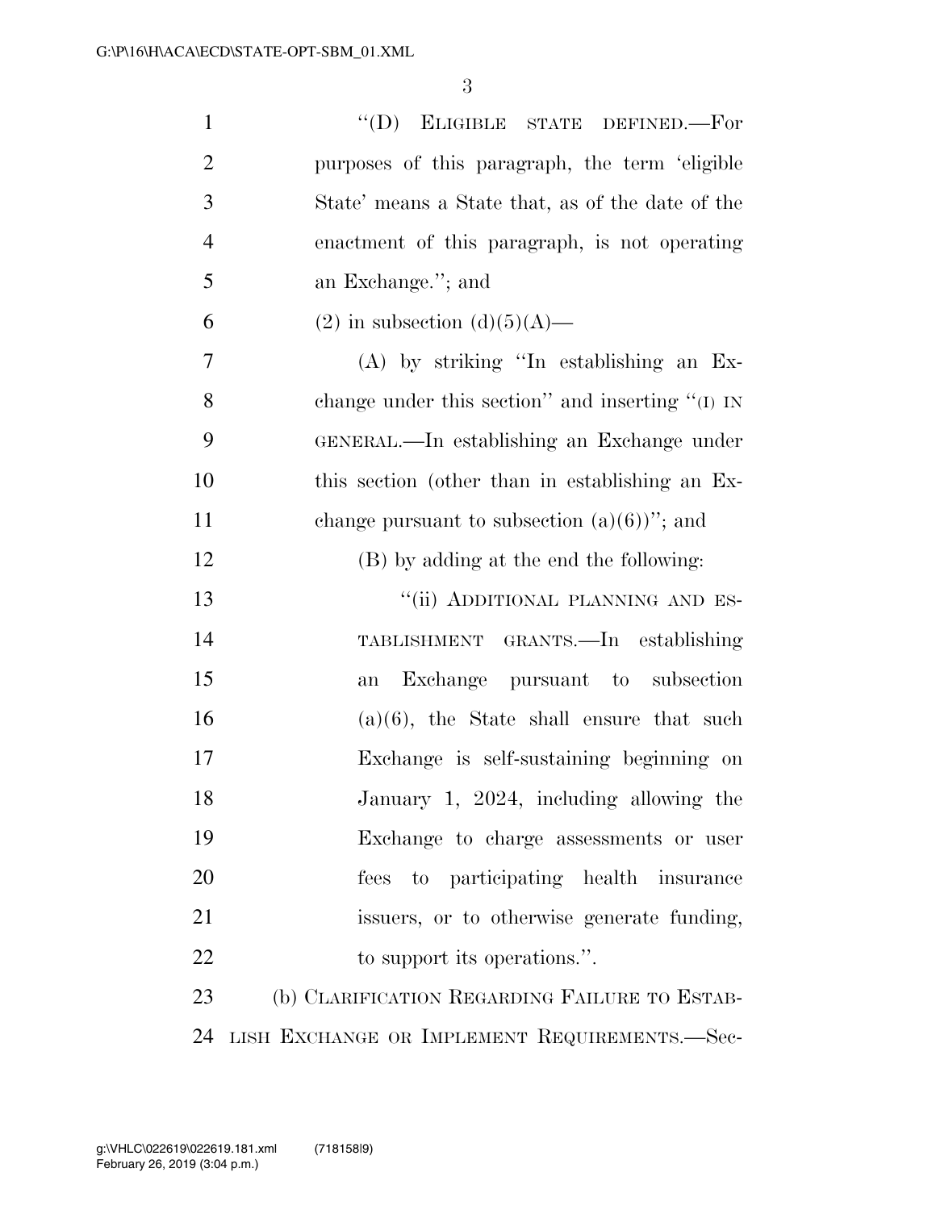"(D) ELIGIBLE STATE DEFINED.—For purposes of this paragraph, the term 'eligible State' means a State that, as of the date of the enactment of this paragraph, is not operating an Exchange."; and

(2) in subsection (d)(5)(A)—

(A) by striking "In establishing an Exchange under this section" and inserting "(i) IN GENERAL.—In establishing an Exchange under this section (other than in establishing an Exchange pursuant to subsection (a)(6))"; and

(B) by adding at the end the following:

"(ii) ADDITIONAL PLANNING AND ESTABLISHMENT GRANTS.—In establishing an Exchange pursuant to subsection (a)(6), the State shall ensure that such Exchange is self-sustaining beginning on January 1, 2024, including allowing the Exchange to charge assessments or user fees to participating health insurance issuers, or to otherwise generate funding, to support its operations.".

(b) CLARIFICATION REGARDING FAILURE TO ESTABLISH EXCHANGE OR IMPLEMENT REQUIREMENTS.—Sec-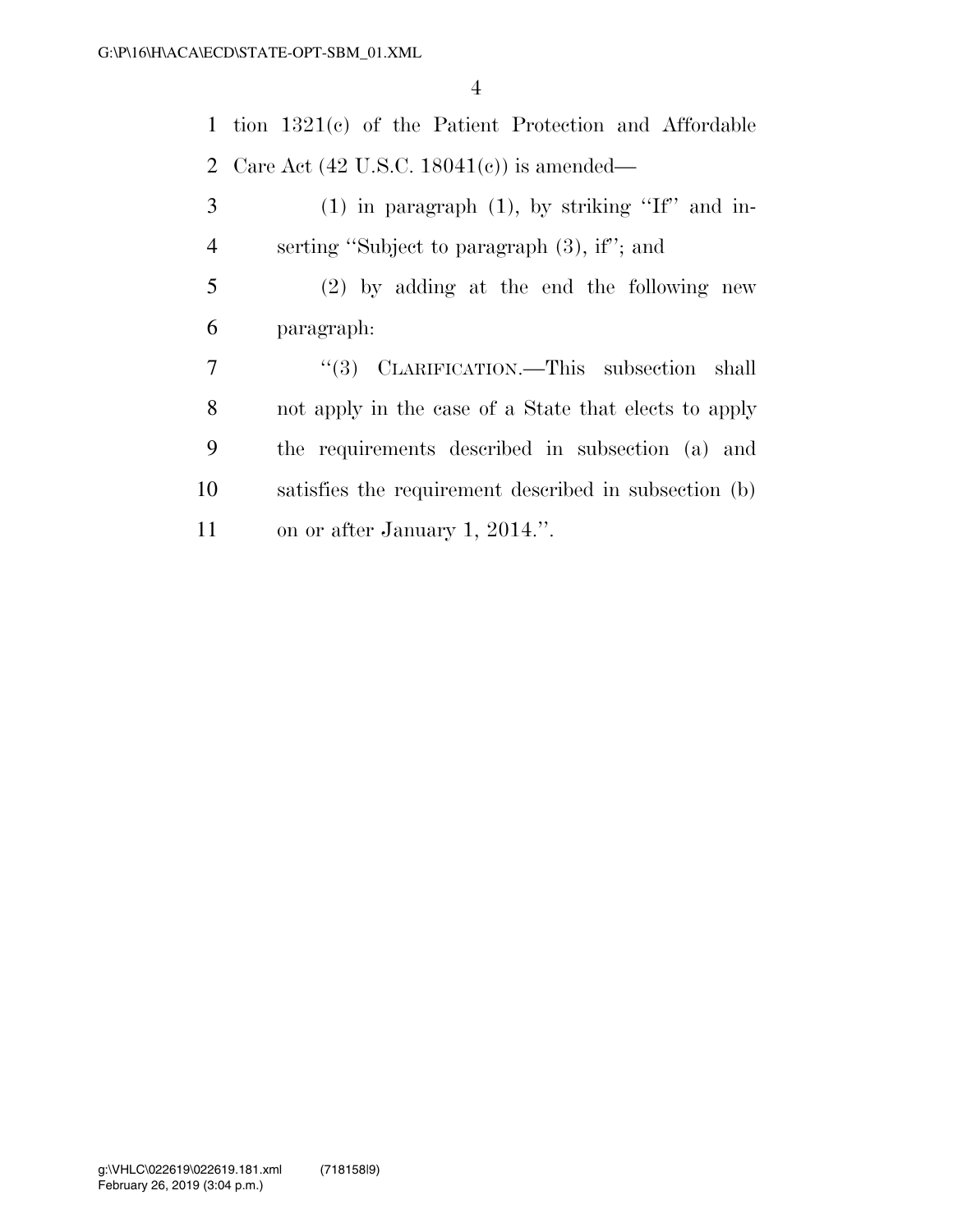tion 1321(c) of the Patient Protection and Affordable Care Act (42 U.S.C. 18041(c)) is amended—

(1) in paragraph (1), by striking "If" and inserting "Subject to paragraph (3), if"; and

(2) by adding at the end the following new paragraph:

"(3) CLARIFICATION.—This subsection shall not apply in the case of a State that elects to apply the requirements described in subsection (a) and satisfies the requirement described in subsection (b) on or after January 1, 2014.".